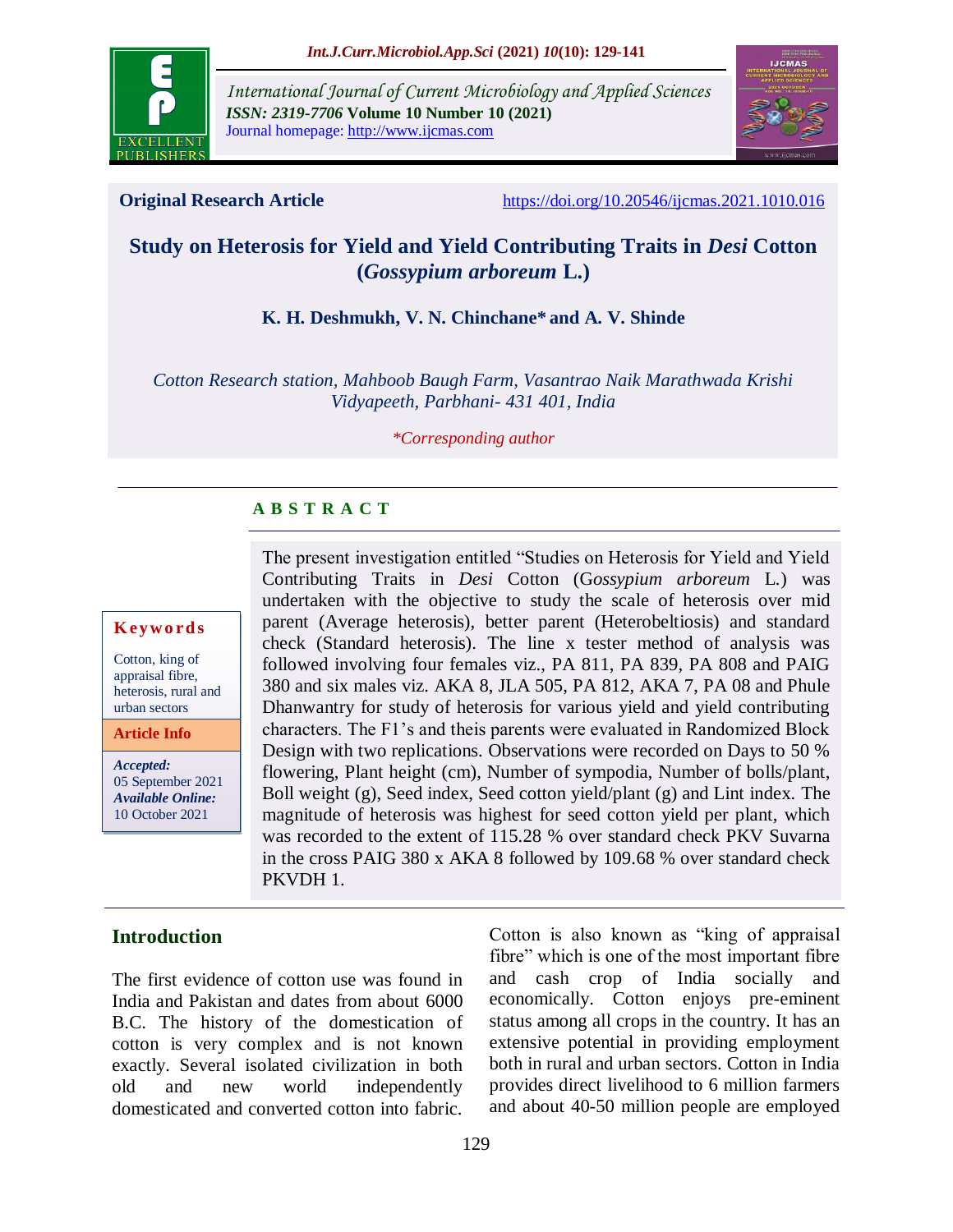Original Research Article

https://doi.org/10.20546/ijcmas.2021.1010.016

# Study on Heterosis for Yield and Yield Contributing Traits in *Desi* Cotton (*Gossypium arboreum* L.)

**K. H. Deshmukh, V. N. Chinchane\* and A. V. Shinde**

*Cotton Research station, Mahboob Baugh Farm, Vasantrao Naik Marathwada Krishi Vidyapeeth, Parbhani- 431 401, India*

*\*Corresponding author*

**Keywords**

Cotton, king of appraisal fibre, heterosis, rural and urban sectors

**Article Info**

***Accepted:*** 05 September 2021

***Available Online:*** 10 October 2021

## ABSTRACT

The present investigation entitled "Studies on Heterosis for Yield and Yield Contributing Traits in *Desi* Cotton (G*ossypium arboreum* L.) was undertaken with the objective to study the scale of heterosis over mid parent (Average heterosis), better parent (Heterobeltiosis) and standard check (Standard heterosis). The line x tester method of analysis was followed involving four females viz., PA 811, PA 839, PA 808 and PAIG 380 and six males viz. AKA 8, JLA 505, PA 812, AKA 7, PA 08 and Phule Dhanwantry for study of heterosis for various yield and yield contributing characters. The F1's and theis parents were evaluated in Randomized Block Design with two replications. Observations were recorded on Days to 50 % flowering, Plant height (cm), Number of sympodia, Number of bolls/plant, Boll weight (g), Seed index, Seed cotton yield/plant (g) and Lint index. The magnitude of heterosis was highest for seed cotton yield per plant, which was recorded to the extent of 115.28 % over standard check PKV Suvarna in the cross PAIG 380 x AKA 8 followed by 109.68 % over standard check PKVDH 1.

## Introduction

The first evidence of cotton use was found in India and Pakistan and dates from about 6000 B.C. The history of the domestication of cotton is very complex and is not known exactly. Several isolated civilization in both old and new world independently domesticated and converted cotton into fabric.

Cotton is also known as "king of appraisal fibre" which is one of the most important fibre and cash crop of India socially and economically. Cotton enjoys pre-eminent status among all crops in the country. It has an extensive potential in providing employment both in rural and urban sectors. Cotton in India provides direct livelihood to 6 million farmers and about 40-50 million people are employed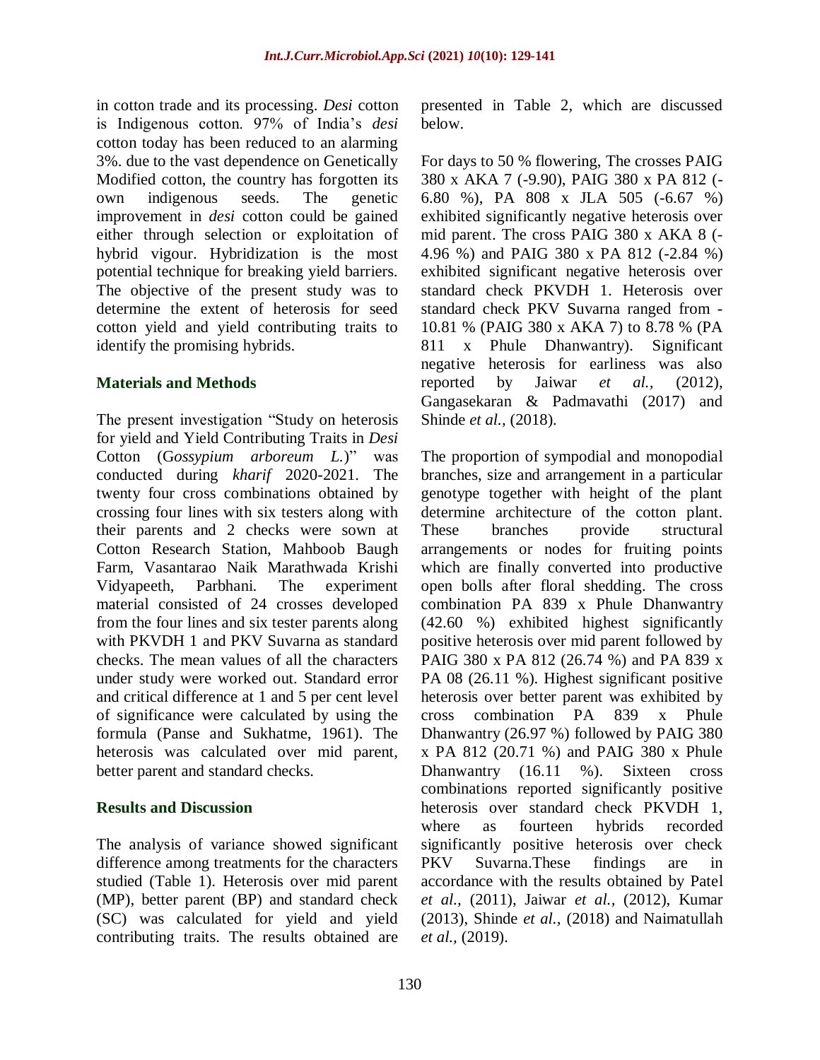in cotton trade and its processing. *Desi* cotton is Indigenous cotton. 97% of India's *desi* cotton today has been reduced to an alarming 3%. due to the vast dependence on Genetically Modified cotton, the country has forgotten its own indigenous seeds. The genetic improvement in *desi* cotton could be gained either through selection or exploitation of hybrid vigour. Hybridization is the most potential technique for breaking yield barriers. The objective of the present study was to determine the extent of heterosis for seed cotton yield and yield contributing traits to identify the promising hybrids.

## Materials and Methods

The present investigation "Study on heterosis for yield and Yield Contributing Traits in *Desi* Cotton (G*ossypium arboreum L.*)" was conducted during *kharif* 2020-2021. The twenty four cross combinations obtained by crossing four lines with six testers along with their parents and 2 checks were sown at Cotton Research Station, Mahboob Baugh Farm, Vasantarao Naik Marathwada Krishi Vidyapeeth, Parbhani. The experiment material consisted of 24 crosses developed from the four lines and six tester parents along with PKVDH 1 and PKV Suvarna as standard checks. The mean values of all the characters under study were worked out. Standard error and critical difference at 1 and 5 per cent level of significance were calculated by using the formula (Panse and Sukhatme, 1961). The heterosis was calculated over mid parent, better parent and standard checks.

## Results and Discussion

The analysis of variance showed significant difference among treatments for the characters studied (Table 1). Heterosis over mid parent (MP), better parent (BP) and standard check (SC) was calculated for yield and yield contributing traits. The results obtained are presented in Table 2, which are discussed below.

For days to 50 % flowering, The crosses PAIG 380 x AKA 7 (-9.90), PAIG 380 x PA 812 (-6.80 %), PA 808 x JLA 505 (-6.67 %) exhibited significantly negative heterosis over mid parent. The cross PAIG 380 x AKA 8 (-4.96 %) and PAIG 380 x PA 812 (-2.84 %) exhibited significant negative heterosis over standard check PKVDH 1. Heterosis over standard check PKV Suvarna ranged from -10.81 % (PAIG 380 x AKA 7) to 8.78 % (PA 811 x Phule Dhanwantry). Significant negative heterosis for earliness was also reported by Jaiwar *et al.,* (2012), Gangasekaran & Padmavathi (2017) and Shinde *et al.,* (2018).

The proportion of sympodial and monopodial branches, size and arrangement in a particular genotype together with height of the plant determine architecture of the cotton plant. These branches provide structural arrangements or nodes for fruiting points which are finally converted into productive open bolls after floral shedding. The cross combination PA 839 x Phule Dhanwantry (42.60 %) exhibited highest significantly positive heterosis over mid parent followed by PAIG 380 x PA 812 (26.74 %) and PA 839 x PA 08 (26.11 %). Highest significant positive heterosis over better parent was exhibited by cross combination PA 839 x Phule Dhanwantry (26.97 %) followed by PAIG 380 x PA 812 (20.71 %) and PAIG 380 x Phule Dhanwantry (16.11 %). Sixteen cross combinations reported significantly positive heterosis over standard check PKVDH 1, where as fourteen hybrids recorded significantly positive heterosis over check PKV Suvarna.These findings are in accordance with the results obtained by Patel *et al.,* (2011), Jaiwar *et al.,* (2012), Kumar (2013), Shinde *et al.,* (2018) and Naimatullah *et al.,* (2019).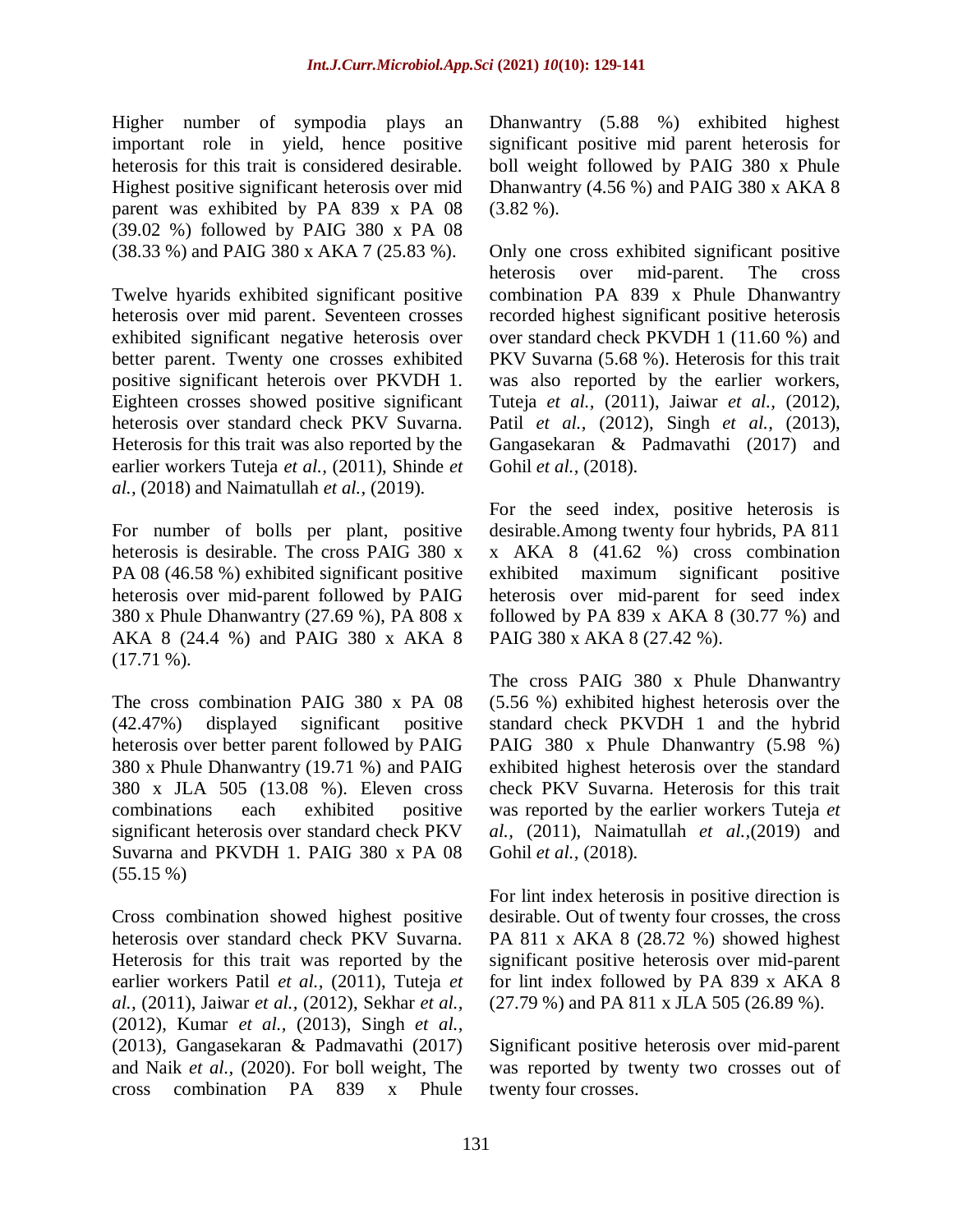Higher number of sympodia plays an important role in yield, hence positive heterosis for this trait is considered desirable. Highest positive significant heterosis over mid parent was exhibited by PA 839 x PA 08 (39.02 %) followed by PAIG 380 x PA 08 (38.33 %) and PAIG 380 x AKA 7 (25.83 %).

Twelve hyarids exhibited significant positive heterosis over mid parent. Seventeen crosses exhibited significant negative heterosis over better parent. Twenty one crosses exhibited positive significant heterois over PKVDH 1. Eighteen crosses showed positive significant heterosis over standard check PKV Suvarna. Heterosis for this trait was also reported by the earlier workers Tuteja *et al.,* (2011), Shinde *et al.,* (2018) and Naimatullah *et al.,* (2019).

For number of bolls per plant, positive heterosis is desirable. The cross PAIG 380 x PA 08 (46.58 %) exhibited significant positive heterosis over mid-parent followed by PAIG 380 x Phule Dhanwantry (27.69 %), PA 808 x AKA 8 (24.4 %) and PAIG 380 x AKA 8 (17.71 %).

The cross combination PAIG 380 x PA 08 (42.47%) displayed significant positive heterosis over better parent followed by PAIG 380 x Phule Dhanwantry (19.71 %) and PAIG 380 x JLA 505 (13.08 %). Eleven cross combinations each exhibited positive significant heterosis over standard check PKV Suvarna and PKVDH 1. PAIG 380 x PA 08 (55.15 %)

Cross combination showed highest positive heterosis over standard check PKV Suvarna. Heterosis for this trait was reported by the earlier workers Patil *et al.,* (2011), Tuteja *et al.,* (2011), Jaiwar *et al.,* (2012), Sekhar *et al.,* (2012), Kumar *et al.,* (2013), Singh *et al.,* (2013), Gangasekaran & Padmavathi (2017) and Naik *et al.,* (2020). For boll weight, The cross combination PA 839 x Phule Dhanwantry (5.88 %) exhibited highest significant positive mid parent heterosis for boll weight followed by PAIG 380 x Phule Dhanwantry (4.56 %) and PAIG 380 x AKA 8 (3.82 %).

Only one cross exhibited significant positive heterosis over mid-parent. The cross combination PA 839 x Phule Dhanwantry recorded highest significant positive heterosis over standard check PKVDH 1 (11.60 %) and PKV Suvarna (5.68 %). Heterosis for this trait was also reported by the earlier workers, Tuteja *et al.,* (2011), Jaiwar *et al.,* (2012), Patil *et al.,* (2012), Singh *et al.,* (2013), Gangasekaran & Padmavathi (2017) and Gohil *et al.,* (2018).

For the seed index, positive heterosis is desirable.Among twenty four hybrids, PA 811 x AKA 8 (41.62 %) cross combination exhibited maximum significant positive heterosis over mid-parent for seed index followed by PA 839 x AKA 8 (30.77 %) and PAIG 380 x AKA 8 (27.42 %).

The cross PAIG 380 x Phule Dhanwantry (5.56 %) exhibited highest heterosis over the standard check PKVDH 1 and the hybrid PAIG 380 x Phule Dhanwantry (5.98 %) exhibited highest heterosis over the standard check PKV Suvarna. Heterosis for this trait was reported by the earlier workers Tuteja *et al.,* (2011), Naimatullah *et al.,*(2019) and Gohil *et al.,* (2018).

For lint index heterosis in positive direction is desirable. Out of twenty four crosses, the cross PA 811 x AKA 8 (28.72 %) showed highest significant positive heterosis over mid-parent for lint index followed by PA 839 x AKA 8 (27.79 %) and PA 811 x JLA 505 (26.89 %).

Significant positive heterosis over mid-parent was reported by twenty two crosses out of twenty four crosses.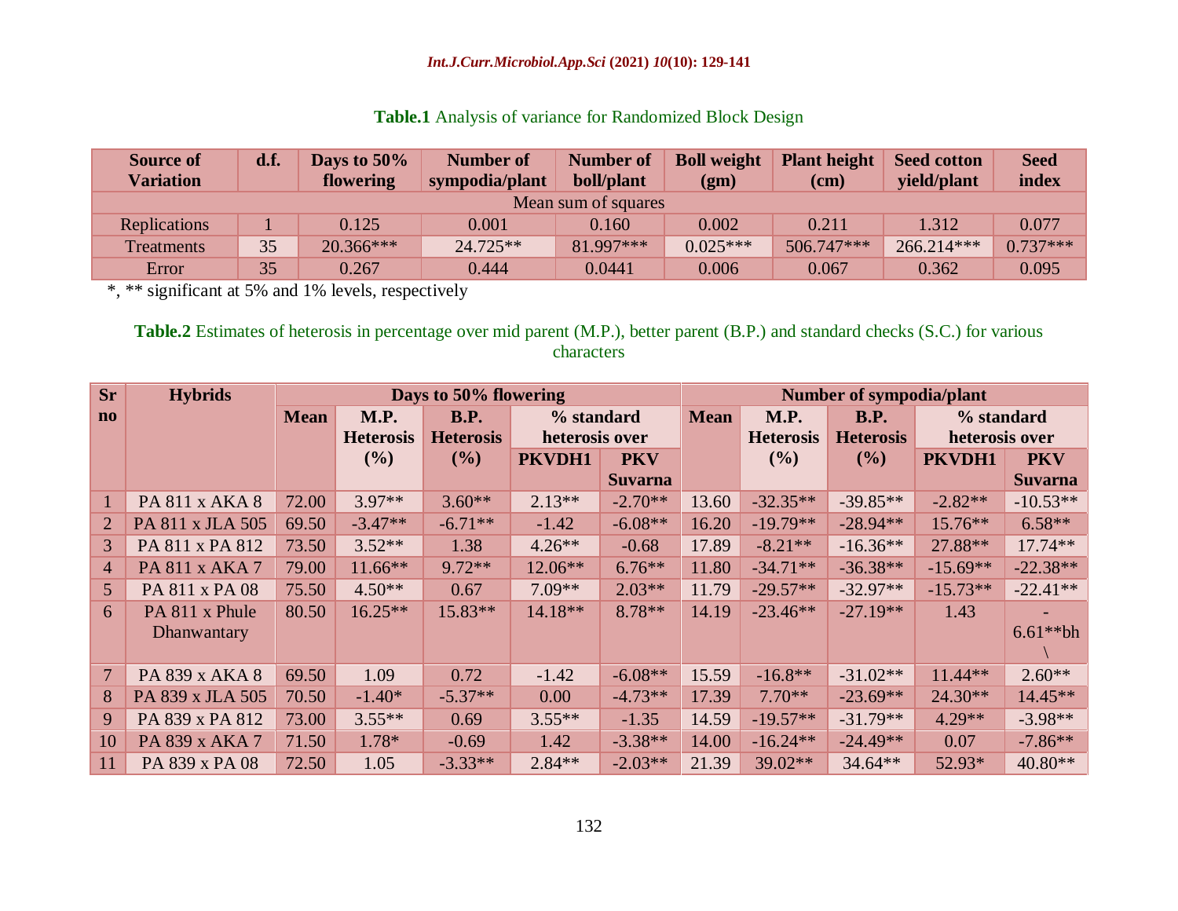**Table.1** Analysis of variance for Randomized Block Design

| Source of Variation | d.f. | Days to 50% flowering | Number of sympodia/plant | Number of boll/plant | Boll weight (gm) | Plant height (cm) | Seed cotton yield/plant | Seed index |
|---|---|---|---|---|---|---|---|---|
| Mean sum of squares | | | | | | | | |
| Replications | 1 | 0.125 | 0.001 | 0.160 | 0.002 | 0.211 | 1.312 | 0.077 |
| Treatments | 35 | 20.366*** | 24.725** | 81.997*** | 0.025*** | 506.747*** | 266.214*** | 0.737*** |
| Error | 35 | 0.267 | 0.444 | 0.0441 | 0.006 | 0.067 | 0.362 | 0.095 |

*, ** significant at 5% and 1% levels, respectively

**Table.2** Estimates of heterosis in percentage over mid parent (M.P.), better parent (B.P.) and standard checks (S.C.) for various characters

| Sr no | Hybrids | Days to 50% flowering | | | | | Number of sympodia/plant | | | | |
|---|---|---|---|---|---|---|---|---|---|---|---|
| | | Mean | M.P. Heterosis (%) | B.P. Heterosis (%) | % standard heterosis over | | Mean | M.P. Heterosis (%) | B.P. Heterosis (%) | % standard heterosis over | |
| | | | | | PKVDH1 | PKV Suvarna | | | | PKVDH1 | PKV Suvarna |
| 1 | PA 811 x AKA 8 | 72.00 | 3.97** | 3.60** | 2.13** | -2.70** | 13.60 | -32.35** | -39.85** | -2.82** | -10.53** |
| 2 | PA 811 x JLA 505 | 69.50 | -3.47** | -6.71** | -1.42 | -6.08** | 16.20 | -19.79** | -28.94** | 15.76** | 6.58** |
| 3 | PA 811 x PA 812 | 73.50 | 3.52** | 1.38 | 4.26** | -0.68 | 17.89 | -8.21** | -16.36** | 27.88** | 17.74** |
| 4 | PA 811 x AKA 7 | 79.00 | 11.66** | 9.72** | 12.06** | 6.76** | 11.80 | -34.71** | -36.38** | -15.69** | -22.38** |
| 5 | PA 811 x PA 08 | 75.50 | 4.50** | 0.67 | 7.09** | 2.03** | 11.79 | -29.57** | -32.97** | -15.73** | -22.41** |
| 6 | PA 811 x Phule Dhanwantary | 80.50 | 16.25** | 15.83** | 14.18** | 8.78** | 14.19 | -23.46** | -27.19** | 1.43 | -6.61**bh \ |
| 7 | PA 839 x AKA 8 | 69.50 | 1.09 | 0.72 | -1.42 | -6.08** | 15.59 | -16.8** | -31.02** | 11.44** | 2.60** |
| 8 | PA 839 x JLA 505 | 70.50 | -1.40* | -5.37** | 0.00 | -4.73** | 17.39 | 7.70** | -23.69** | 24.30** | 14.45** |
| 9 | PA 839 x PA 812 | 73.00 | 3.55** | 0.69 | 3.55** | -1.35 | 14.59 | -19.57** | -31.79** | 4.29** | -3.98** |
| 10 | PA 839 x AKA 7 | 71.50 | 1.78* | -0.69 | 1.42 | -3.38** | 14.00 | -16.24** | -24.49** | 0.07 | -7.86** |
| 11 | PA 839 x PA 08 | 72.50 | 1.05 | -3.33** | 2.84** | -2.03** | 21.39 | 39.02** | 34.64** | 52.93* | 40.80** |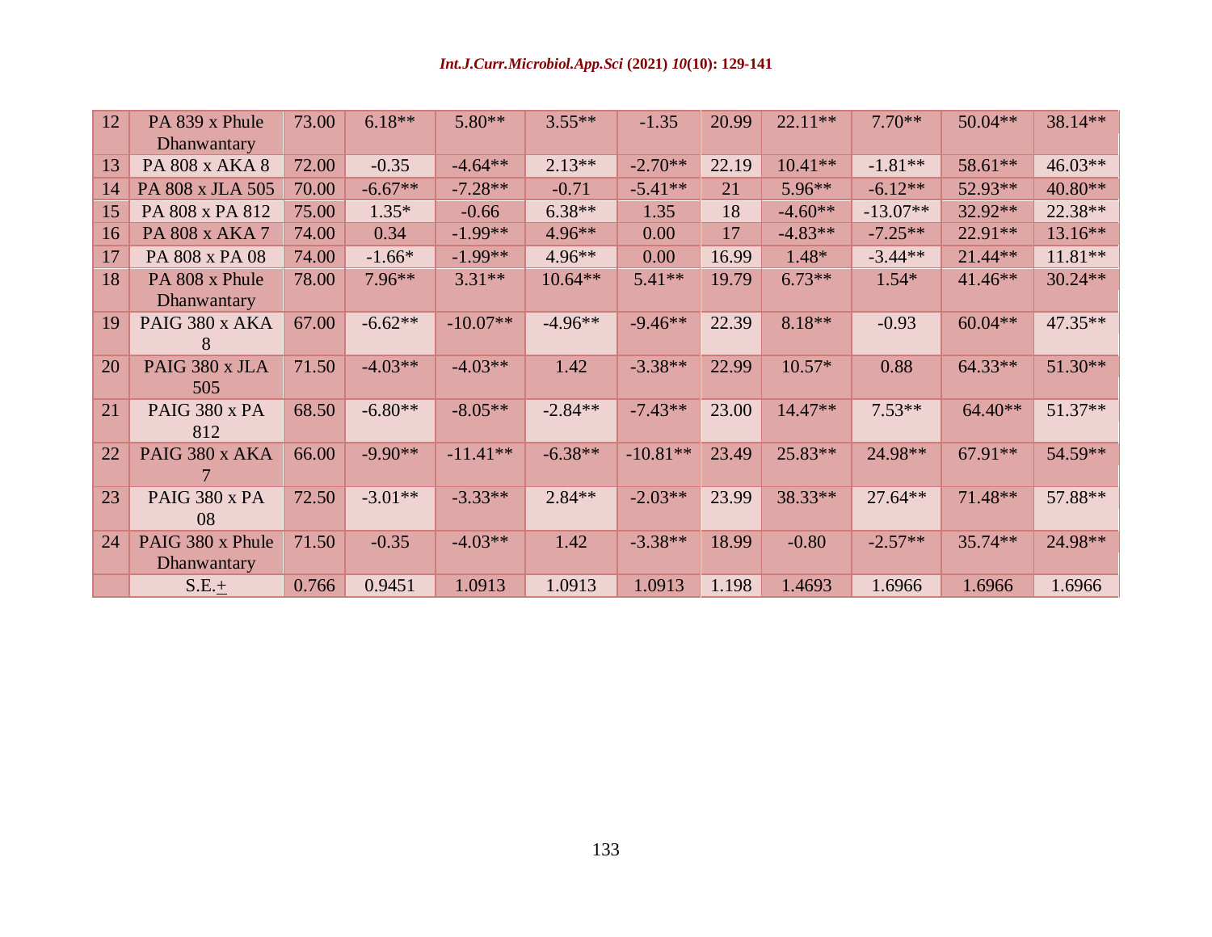| 12 | PA 839 x Phule Dhanwantary | 73.00 | 6.18** | 5.80** | 3.55** | -1.35 | 20.99 | 22.11** | 7.70** | 50.04** | 38.14** |
|---|---|---|---|---|---|---|---|---|---|---|---|
| 13 | PA 808 x AKA 8 | 72.00 | -0.35 | -4.64** | 2.13** | -2.70** | 22.19 | 10.41** | -1.81** | 58.61** | 46.03** |
| 14 | PA 808 x JLA 505 | 70.00 | -6.67** | -7.28** | -0.71 | -5.41** | 21 | 5.96** | -6.12** | 52.93** | 40.80** |
| 15 | PA 808 x PA 812 | 75.00 | 1.35* | -0.66 | 6.38** | 1.35 | 18 | -4.60** | -13.07** | 32.92** | 22.38** |
| 16 | PA 808 x AKA 7 | 74.00 | 0.34 | -1.99** | 4.96** | 0.00 | 17 | -4.83** | -7.25** | 22.91** | 13.16** |
| 17 | PA 808 x PA 08 | 74.00 | -1.66* | -1.99** | 4.96** | 0.00 | 16.99 | 1.48* | -3.44** | 21.44** | 11.81** |
| 18 | PA 808 x Phule Dhanwantary | 78.00 | 7.96** | 3.31** | 10.64** | 5.41** | 19.79 | 6.73** | 1.54* | 41.46** | 30.24** |
| 19 | PAIG 380 x AKA 8 | 67.00 | -6.62** | -10.07** | -4.96** | -9.46** | 22.39 | 8.18** | -0.93 | 60.04** | 47.35** |
| 20 | PAIG 380 x JLA 505 | 71.50 | -4.03** | -4.03** | 1.42 | -3.38** | 22.99 | 10.57* | 0.88 | 64.33** | 51.30** |
| 21 | PAIG 380 x PA 812 | 68.50 | -6.80** | -8.05** | -2.84** | -7.43** | 23.00 | 14.47** | 7.53** | 64.40** | 51.37** |
| 22 | PAIG 380 x AKA 7 | 66.00 | -9.90** | -11.41** | -6.38** | -10.81** | 23.49 | 25.83** | 24.98** | 67.91** | 54.59** |
| 23 | PAIG 380 x PA 08 | 72.50 | -3.01** | -3.33** | 2.84** | -2.03** | 23.99 | 38.33** | 27.64** | 71.48** | 57.88** |
| 24 | PAIG 380 x Phule Dhanwantary | 71.50 | -0.35 | -4.03** | 1.42 | -3.38** | 18.99 | -0.80 | -2.57** | 35.74** | 24.98** |
| | S.E.± | 0.766 | 0.9451 | 1.0913 | 1.0913 | 1.0913 | 1.198 | 1.4693 | 1.6966 | 1.6966 | 1.6966 |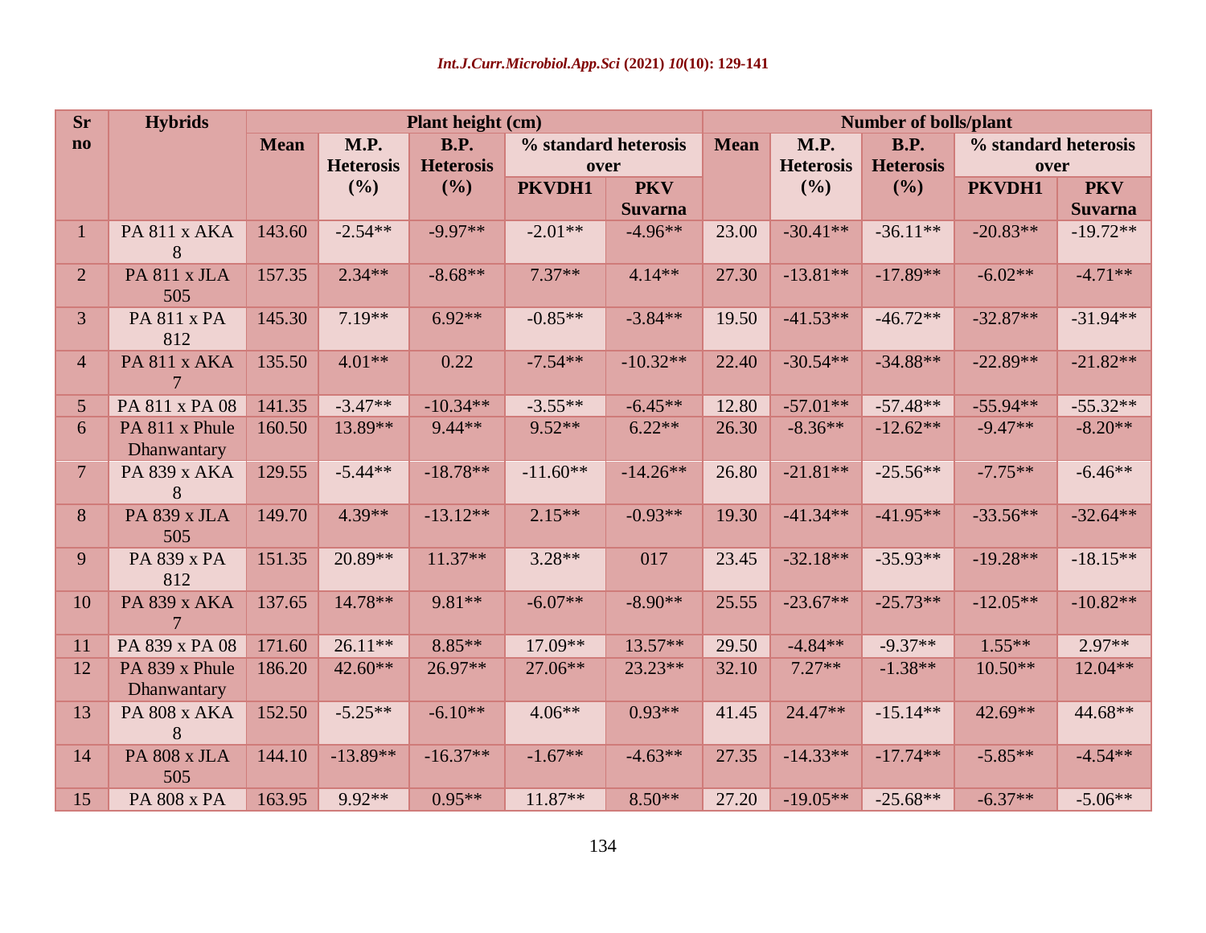| Sr no | Hybrids | Plant height (cm) | | | | | Number of bolls/plant | | | | |
|---|---|---|---|---|---|---|---|---|---|---|---|
| | | Mean | M.P. Heterosis (%) | B.P. Heterosis (%) | % standard heterosis over | | Mean | M.P. Heterosis (%) | B.P. Heterosis (%) | % standard heterosis over | |
| | | | | | PKVDH1 | PKV Suvarna | | | | PKVDH1 | PKV Suvarna |
| 1 | PA 811 x AKA 8 | 143.60 | -2.54** | -9.97** | -2.01** | -4.96** | 23.00 | -30.41** | -36.11** | -20.83** | -19.72** |
| 2 | PA 811 x JLA 505 | 157.35 | 2.34** | -8.68** | 7.37** | 4.14** | 27.30 | -13.81** | -17.89** | -6.02** | -4.71** |
| 3 | PA 811 x PA 812 | 145.30 | 7.19** | 6.92** | -0.85** | -3.84** | 19.50 | -41.53** | -46.72** | -32.87** | -31.94** |
| 4 | PA 811 x AKA 7 | 135.50 | 4.01** | 0.22 | -7.54** | -10.32** | 22.40 | -30.54** | -34.88** | -22.89** | -21.82** |
| 5 | PA 811 x PA 08 | 141.35 | -3.47** | -10.34** | -3.55** | -6.45** | 12.80 | -57.01** | -57.48** | -55.94** | -55.32** |
| 6 | PA 811 x Phule Dhanwantary | 160.50 | 13.89** | 9.44** | 9.52** | 6.22** | 26.30 | -8.36** | -12.62** | -9.47** | -8.20** |
| 7 | PA 839 x AKA 8 | 129.55 | -5.44** | -18.78** | -11.60** | -14.26** | 26.80 | -21.81** | -25.56** | -7.75** | -6.46** |
| 8 | PA 839 x JLA 505 | 149.70 | 4.39** | -13.12** | 2.15** | -0.93** | 19.30 | -41.34** | -41.95** | -33.56** | -32.64** |
| 9 | PA 839 x PA 812 | 151.35 | 20.89** | 11.37** | 3.28** | 017 | 23.45 | -32.18** | -35.93** | -19.28** | -18.15** |
| 10 | PA 839 x AKA 7 | 137.65 | 14.78** | 9.81** | -6.07** | -8.90** | 25.55 | -23.67** | -25.73** | -12.05** | -10.82** |
| 11 | PA 839 x PA 08 | 171.60 | 26.11** | 8.85** | 17.09** | 13.57** | 29.50 | -4.84** | -9.37** | 1.55** | 2.97** |
| 12 | PA 839 x Phule Dhanwantary | 186.20 | 42.60** | 26.97** | 27.06** | 23.23** | 32.10 | 7.27** | -1.38** | 10.50** | 12.04** |
| 13 | PA 808 x AKA 8 | 152.50 | -5.25** | -6.10** | 4.06** | 0.93** | 41.45 | 24.47** | -15.14** | 42.69** | 44.68** |
| 14 | PA 808 x JLA 505 | 144.10 | -13.89** | -16.37** | -1.67** | -4.63** | 27.35 | -14.33** | -17.74** | -5.85** | -4.54** |
| 15 | PA 808 x PA | 163.95 | 9.92** | 0.95** | 11.87** | 8.50** | 27.20 | -19.05** | -25.68** | -6.37** | -5.06** |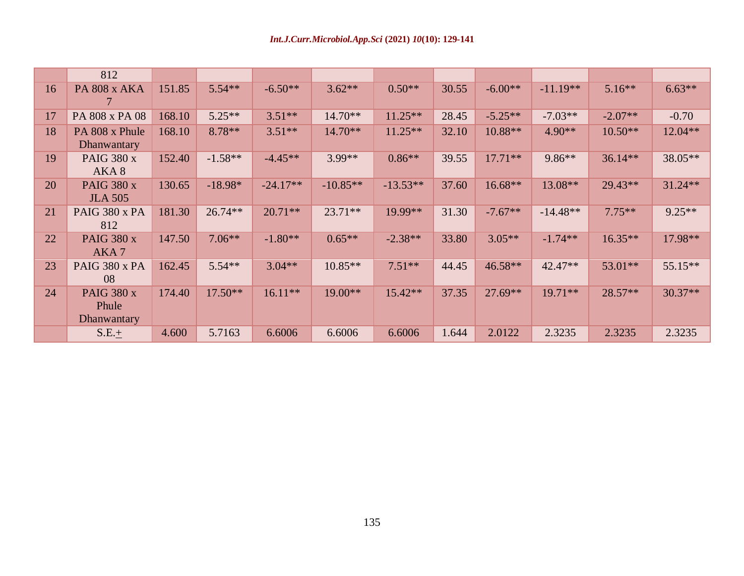| | | | | | | | | | | | |
|---|---|---|---|---|---|---|---|---|---|---|---|
| | 812 | | | | | | | | | | |
| 16 | PA 808 x AKA 7 | 151.85 | 5.54** | -6.50** | 3.62** | 0.50** | 30.55 | -6.00** | -11.19** | 5.16** | 6.63** |
| 17 | PA 808 x PA 08 | 168.10 | 5.25** | 3.51** | 14.70** | 11.25** | 28.45 | -5.25** | -7.03** | -2.07** | -0.70 |
| 18 | PA 808 x Phule Dhanwantary | 168.10 | 8.78** | 3.51** | 14.70** | 11.25** | 32.10 | 10.88** | 4.90** | 10.50** | 12.04** |
| 19 | PAIG 380 x AKA 8 | 152.40 | -1.58** | -4.45** | 3.99** | 0.86** | 39.55 | 17.71** | 9.86** | 36.14** | 38.05** |
| 20 | PAIG 380 x JLA 505 | 130.65 | -18.98* | -24.17** | -10.85** | -13.53** | 37.60 | 16.68** | 13.08** | 29.43** | 31.24** |
| 21 | PAIG 380 x PA 812 | 181.30 | 26.74** | 20.71** | 23.71** | 19.99** | 31.30 | -7.67** | -14.48** | 7.75** | 9.25** |
| 22 | PAIG 380 x AKA 7 | 147.50 | 7.06** | -1.80** | 0.65** | -2.38** | 33.80 | 3.05** | -1.74** | 16.35** | 17.98** |
| 23 | PAIG 380 x PA 08 | 162.45 | 5.54** | 3.04** | 10.85** | 7.51** | 44.45 | 46.58** | 42.47** | 53.01** | 55.15** |
| 24 | PAIG 380 x Phule Dhanwantary | 174.40 | 17.50** | 16.11** | 19.00** | 15.42** | 37.35 | 27.69** | 19.71** | 28.57** | 30.37** |
| | S.E.± | 4.600 | 5.7163 | 6.6006 | 6.6006 | 6.6006 | 1.644 | 2.0122 | 2.3235 | 2.3235 | 2.3235 |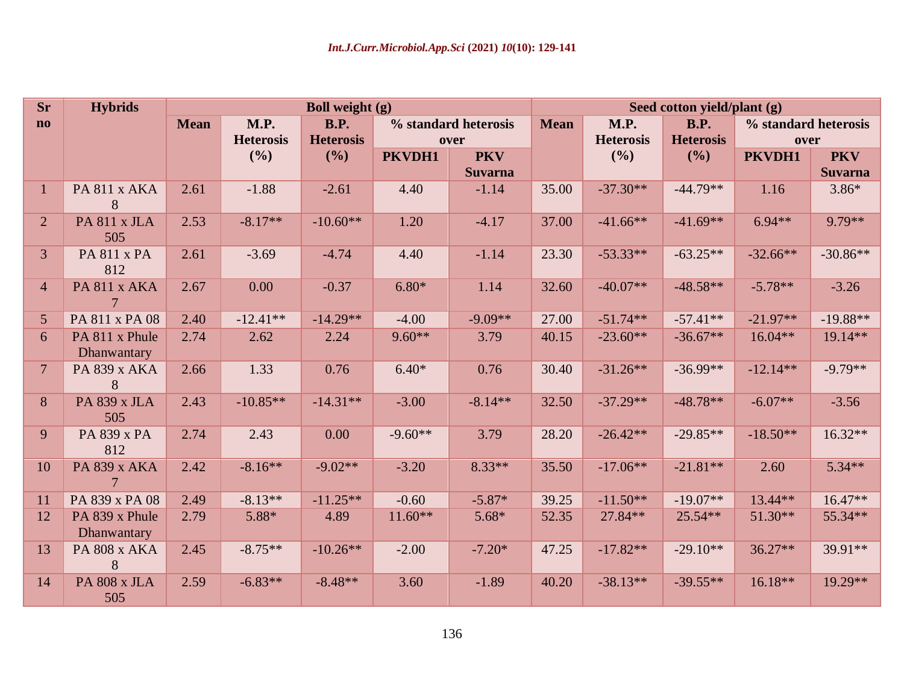| Sr no | Hybrids | Boll weight (g) | | | | | Seed cotton yield/plant (g) | | | | |
|---|---|---|---|---|---|---|---|---|---|---|---|
| | | Mean | M.P. Heterosis (%) | B.P. Heterosis (%) | % standard heterosis over | | Mean | M.P. Heterosis (%) | B.P. Heterosis (%) | % standard heterosis over | |
| | | | | | PKVDH1 | PKV Suvarna | | | | PKVDH1 | PKV Suvarna |
| 1 | PA 811 x AKA 8 | 2.61 | -1.88 | -2.61 | 4.40 | -1.14 | 35.00 | -37.30** | -44.79** | 1.16 | 3.86* |
| 2 | PA 811 x JLA 505 | 2.53 | -8.17** | -10.60** | 1.20 | -4.17 | 37.00 | -41.66** | -41.69** | 6.94** | 9.79** |
| 3 | PA 811 x PA 812 | 2.61 | -3.69 | -4.74 | 4.40 | -1.14 | 23.30 | -53.33** | -63.25** | -32.66** | -30.86** |
| 4 | PA 811 x AKA 7 | 2.67 | 0.00 | -0.37 | 6.80* | 1.14 | 32.60 | -40.07** | -48.58** | -5.78** | -3.26 |
| 5 | PA 811 x PA 08 | 2.40 | -12.41** | -14.29** | -4.00 | -9.09** | 27.00 | -51.74** | -57.41** | -21.97** | -19.88** |
| 6 | PA 811 x Phule Dhanwantary | 2.74 | 2.62 | 2.24 | 9.60** | 3.79 | 40.15 | -23.60** | -36.67** | 16.04** | 19.14** |
| 7 | PA 839 x AKA 8 | 2.66 | 1.33 | 0.76 | 6.40* | 0.76 | 30.40 | -31.26** | -36.99** | -12.14** | -9.79** |
| 8 | PA 839 x JLA 505 | 2.43 | -10.85** | -14.31** | -3.00 | -8.14** | 32.50 | -37.29** | -48.78** | -6.07** | -3.56 |
| 9 | PA 839 x PA 812 | 2.74 | 2.43 | 0.00 | -9.60** | 3.79 | 28.20 | -26.42** | -29.85** | -18.50** | 16.32** |
| 10 | PA 839 x AKA 7 | 2.42 | -8.16** | -9.02** | -3.20 | 8.33** | 35.50 | -17.06** | -21.81** | 2.60 | 5.34** |
| 11 | PA 839 x PA 08 | 2.49 | -8.13** | -11.25** | -0.60 | -5.87* | 39.25 | -11.50** | -19.07** | 13.44** | 16.47** |
| 12 | PA 839 x Phule Dhanwantary | 2.79 | 5.88* | 4.89 | 11.60** | 5.68* | 52.35 | 27.84** | 25.54** | 51.30** | 55.34** |
| 13 | PA 808 x AKA 8 | 2.45 | -8.75** | -10.26** | -2.00 | -7.20* | 47.25 | -17.82** | -29.10** | 36.27** | 39.91** |
| 14 | PA 808 x JLA 505 | 2.59 | -6.83** | -8.48** | 3.60 | -1.89 | 40.20 | -38.13** | -39.55** | 16.18** | 19.29** |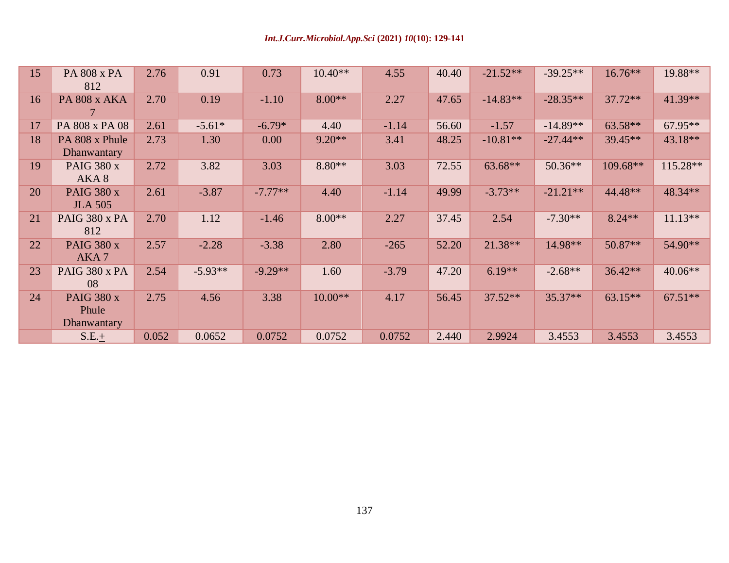| | | | | | | | | | | | |
|---|---|---|---|---|---|---|---|---|---|---|---|
| 15 | PA 808 x PA 812 | 2.76 | 0.91 | 0.73 | 10.40** | 4.55 | 40.40 | -21.52** | -39.25** | 16.76** | 19.88** |
| 16 | PA 808 x AKA 7 | 2.70 | 0.19 | -1.10 | 8.00** | 2.27 | 47.65 | -14.83** | -28.35** | 37.72** | 41.39** |
| 17 | PA 808 x PA 08 | 2.61 | -5.61* | -6.79* | 4.40 | -1.14 | 56.60 | -1.57 | -14.89** | 63.58** | 67.95** |
| 18 | PA 808 x Phule Dhanwantary | 2.73 | 1.30 | 0.00 | 9.20** | 3.41 | 48.25 | -10.81** | -27.44** | 39.45** | 43.18** |
| 19 | PAIG 380 x AKA 8 | 2.72 | 3.82 | 3.03 | 8.80** | 3.03 | 72.55 | 63.68** | 50.36** | 109.68** | 115.28** |
| 20 | PAIG 380 x JLA 505 | 2.61 | -3.87 | -7.77** | 4.40 | -1.14 | 49.99 | -3.73** | -21.21** | 44.48** | 48.34** |
| 21 | PAIG 380 x PA 812 | 2.70 | 1.12 | -1.46 | 8.00** | 2.27 | 37.45 | 2.54 | -7.30** | 8.24** | 11.13** |
| 22 | PAIG 380 x AKA 7 | 2.57 | -2.28 | -3.38 | 2.80 | -265 | 52.20 | 21.38** | 14.98** | 50.87** | 54.90** |
| 23 | PAIG 380 x PA 08 | 2.54 | -5.93** | -9.29** | 1.60 | -3.79 | 47.20 | 6.19** | -2.68** | 36.42** | 40.06** |
| 24 | PAIG 380 x Phule Dhanwantary | 2.75 | 4.56 | 3.38 | 10.00** | 4.17 | 56.45 | 37.52** | 35.37** | 63.15** | 67.51** |
| | S.E.± | 0.052 | 0.0652 | 0.0752 | 0.0752 | 0.0752 | 2.440 | 2.9924 | 3.4553 | 3.4553 | 3.4553 |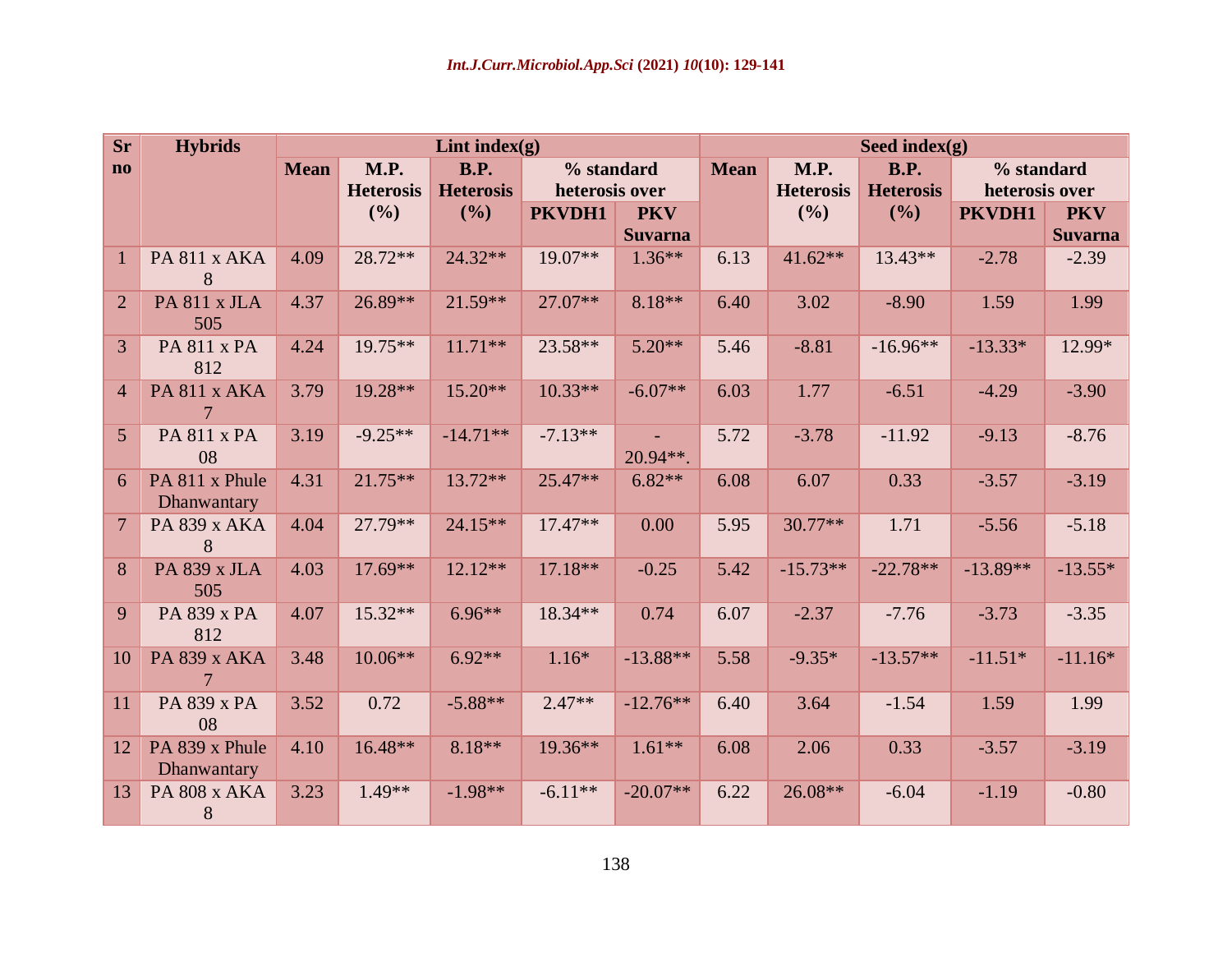| Sr no | Hybrids | Lint index(g) | | | | | Seed index(g) | | | | |
|---|---|---|---|---|---|---|---|---|---|---|---|
| | | Mean | M.P. Heterosis (%) | B.P. Heterosis (%) | % standard heterosis over | | Mean | M.P. Heterosis (%) | B.P. Heterosis (%) | % standard heterosis over | |
| | | | | | PKVDH1 | PKV Suvarna | | | | PKVDH1 | PKV Suvarna |
| 1 | PA 811 x AKA 8 | 4.09 | 28.72** | 24.32** | 19.07** | 1.36** | 6.13 | 41.62** | 13.43** | -2.78 | -2.39 |
| 2 | PA 811 x JLA 505 | 4.37 | 26.89** | 21.59** | 27.07** | 8.18** | 6.40 | 3.02 | -8.90 | 1.59 | 1.99 |
| 3 | PA 811 x PA 812 | 4.24 | 19.75** | 11.71** | 23.58** | 5.20** | 5.46 | -8.81 | -16.96** | -13.33* | 12.99* |
| 4 | PA 811 x AKA 7 | 3.79 | 19.28** | 15.20** | 10.33** | -6.07** | 6.03 | 1.77 | -6.51 | -4.29 | -3.90 |
| 5 | PA 811 x PA 08 | 3.19 | -9.25** | -14.71** | -7.13** | -20.94**. | 5.72 | -3.78 | -11.92 | -9.13 | -8.76 |
| 6 | PA 811 x Phule Dhanwantary | 4.31 | 21.75** | 13.72** | 25.47** | 6.82** | 6.08 | 6.07 | 0.33 | -3.57 | -3.19 |
| 7 | PA 839 x AKA 8 | 4.04 | 27.79** | 24.15** | 17.47** | 0.00 | 5.95 | 30.77** | 1.71 | -5.56 | -5.18 |
| 8 | PA 839 x JLA 505 | 4.03 | 17.69** | 12.12** | 17.18** | -0.25 | 5.42 | -15.73** | -22.78** | -13.89** | -13.55* |
| 9 | PA 839 x PA 812 | 4.07 | 15.32** | 6.96** | 18.34** | 0.74 | 6.07 | -2.37 | -7.76 | -3.73 | -3.35 |
| 10 | PA 839 x AKA 7 | 3.48 | 10.06** | 6.92** | 1.16* | -13.88** | 5.58 | -9.35* | -13.57** | -11.51* | -11.16* |
| 11 | PA 839 x PA 08 | 3.52 | 0.72 | -5.88** | 2.47** | -12.76** | 6.40 | 3.64 | -1.54 | 1.59 | 1.99 |
| 12 | PA 839 x Phule Dhanwantary | 4.10 | 16.48** | 8.18** | 19.36** | 1.61** | 6.08 | 2.06 | 0.33 | -3.57 | -3.19 |
| 13 | PA 808 x AKA 8 | 3.23 | 1.49** | -1.98** | -6.11** | -20.07** | 6.22 | 26.08** | -6.04 | -1.19 | -0.80 |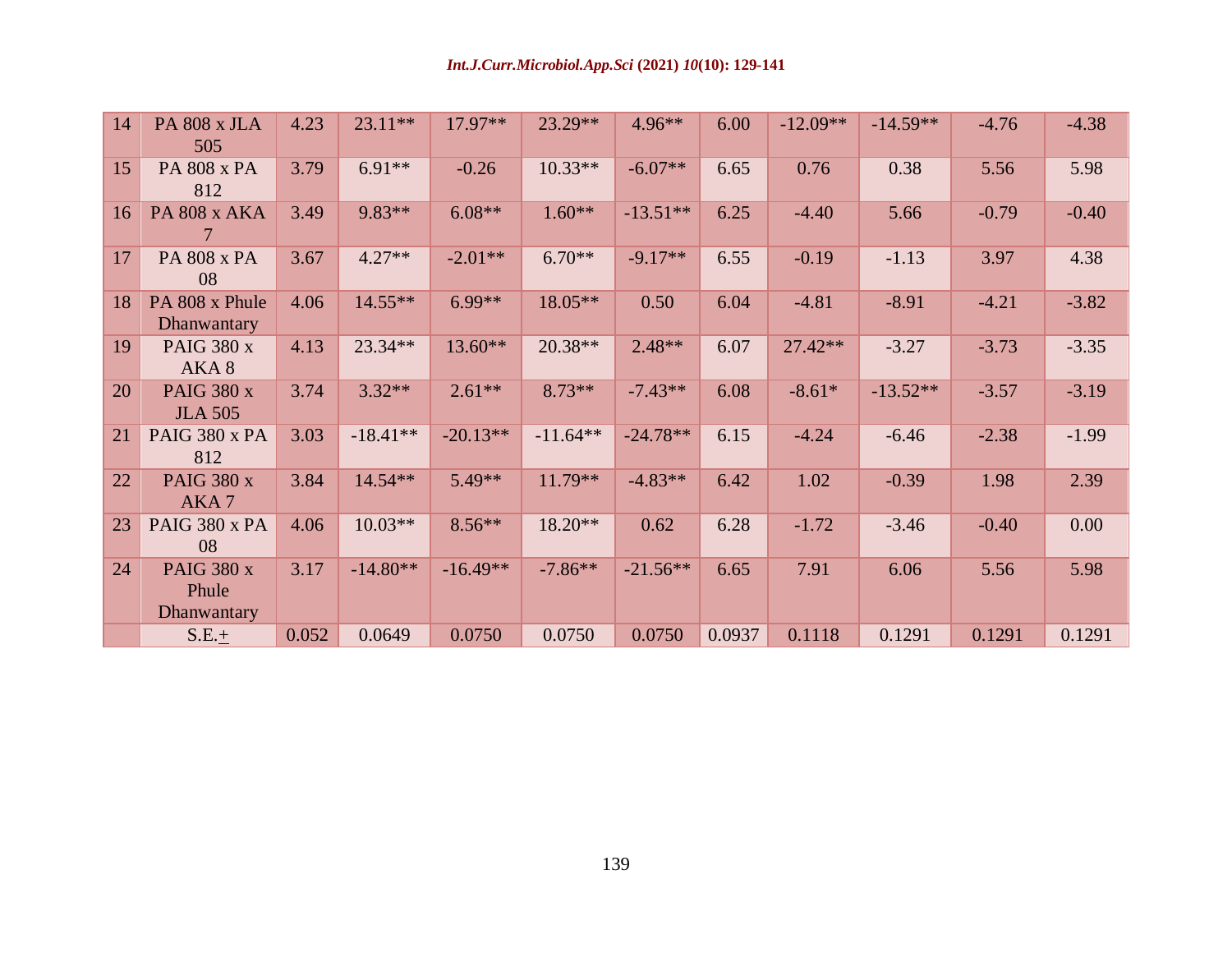| 14 | PA 808 x JLA 505 | 4.23 | 23.11** | 17.97** | 23.29** | 4.96** | 6.00 | -12.09** | -14.59** | -4.76 | -4.38 |
|---|---|---|---|---|---|---|---|---|---|---|---|
| 15 | PA 808 x PA 812 | 3.79 | 6.91** | -0.26 | 10.33** | -6.07** | 6.65 | 0.76 | 0.38 | 5.56 | 5.98 |
| 16 | PA 808 x AKA 7 | 3.49 | 9.83** | 6.08** | 1.60** | -13.51** | 6.25 | -4.40 | 5.66 | -0.79 | -0.40 |
| 17 | PA 808 x PA 08 | 3.67 | 4.27** | -2.01** | 6.70** | -9.17** | 6.55 | -0.19 | -1.13 | 3.97 | 4.38 |
| 18 | PA 808 x Phule Dhanwantary | 4.06 | 14.55** | 6.99** | 18.05** | 0.50 | 6.04 | -4.81 | -8.91 | -4.21 | -3.82 |
| 19 | PAIG 380 x AKA 8 | 4.13 | 23.34** | 13.60** | 20.38** | 2.48** | 6.07 | 27.42** | -3.27 | -3.73 | -3.35 |
| 20 | PAIG 380 x JLA 505 | 3.74 | 3.32** | 2.61** | 8.73** | -7.43** | 6.08 | -8.61* | -13.52** | -3.57 | -3.19 |
| 21 | PAIG 380 x PA 812 | 3.03 | -18.41** | -20.13** | -11.64** | -24.78** | 6.15 | -4.24 | -6.46 | -2.38 | -1.99 |
| 22 | PAIG 380 x AKA 7 | 3.84 | 14.54** | 5.49** | 11.79** | -4.83** | 6.42 | 1.02 | -0.39 | 1.98 | 2.39 |
| 23 | PAIG 380 x PA 08 | 4.06 | 10.03** | 8.56** | 18.20** | 0.62 | 6.28 | -1.72 | -3.46 | -0.40 | 0.00 |
| 24 | PAIG 380 x Phule Dhanwantary | 3.17 | -14.80** | -16.49** | -7.86** | -21.56** | 6.65 | 7.91 | 6.06 | 5.56 | 5.98 |
| | S.E.± | 0.052 | 0.0649 | 0.0750 | 0.0750 | 0.0750 | 0.0937 | 0.1118 | 0.1291 | 0.1291 | 0.1291 |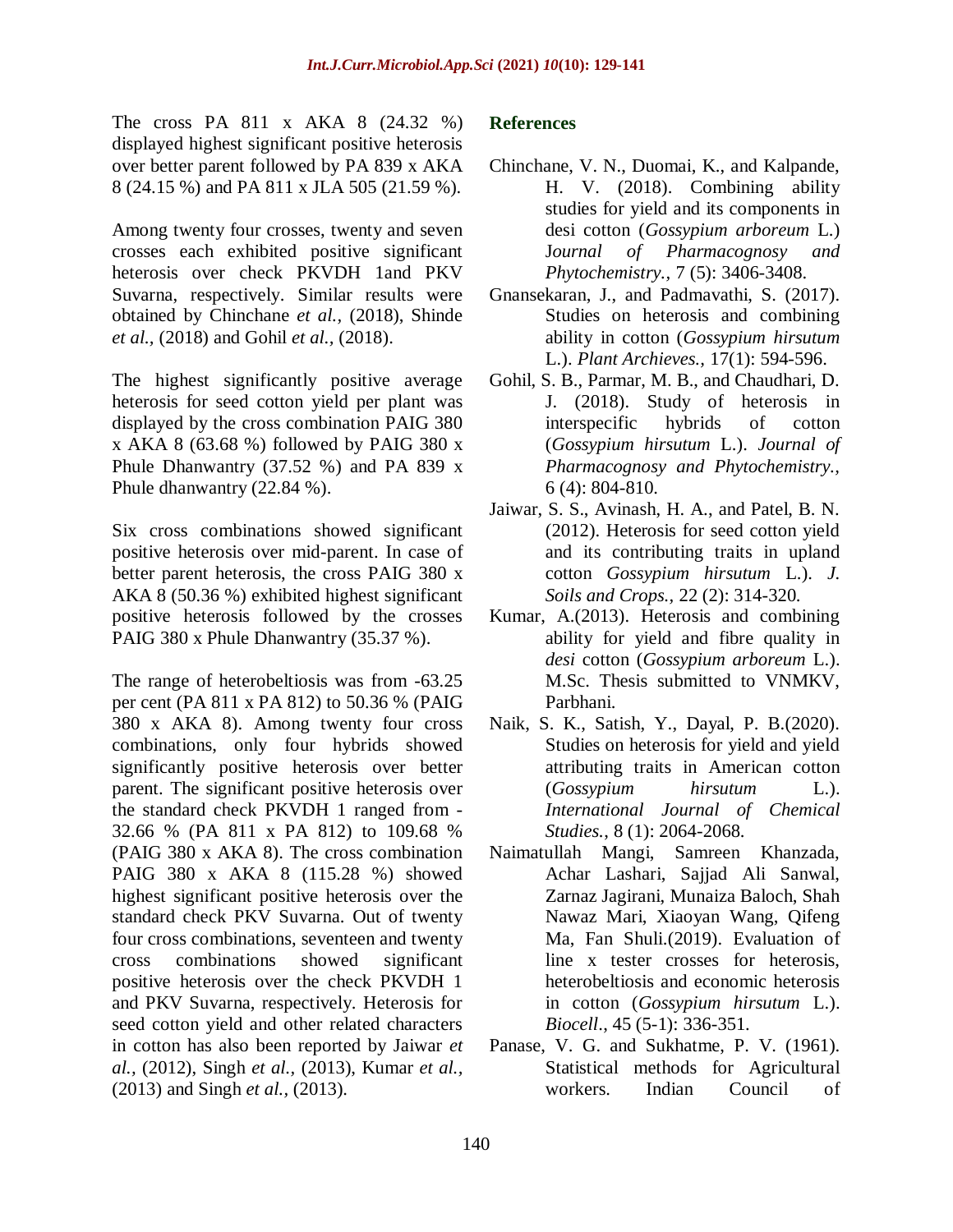The cross PA 811 x AKA 8 (24.32 %) displayed highest significant positive heterosis over better parent followed by PA 839 x AKA 8 (24.15 %) and PA 811 x JLA 505 (21.59 %).

Among twenty four crosses, twenty and seven crosses each exhibited positive significant heterosis over check PKVDH 1and PKV Suvarna, respectively. Similar results were obtained by Chinchane *et al.,* (2018), Shinde *et al.,* (2018) and Gohil *et al.,* (2018).

The highest significantly positive average heterosis for seed cotton yield per plant was displayed by the cross combination PAIG 380 x AKA 8 (63.68 %) followed by PAIG 380 x Phule Dhanwantry (37.52 %) and PA 839 x Phule dhanwantry (22.84 %).

Six cross combinations showed significant positive heterosis over mid-parent. In case of better parent heterosis, the cross PAIG 380 x AKA 8 (50.36 %) exhibited highest significant positive heterosis followed by the crosses PAIG 380 x Phule Dhanwantry (35.37 %).

The range of heterobeltiosis was from -63.25 per cent (PA 811 x PA 812) to 50.36 % (PAIG 380 x AKA 8). Among twenty four cross combinations, only four hybrids showed significantly positive heterosis over better parent. The significant positive heterosis over the standard check PKVDH 1 ranged from -32.66 % (PA 811 x PA 812) to 109.68 % (PAIG 380 x AKA 8). The cross combination PAIG 380 x AKA 8 (115.28 %) showed highest significant positive heterosis over the standard check PKV Suvarna. Out of twenty four cross combinations, seventeen and twenty cross combinations showed significant positive heterosis over the check PKVDH 1 and PKV Suvarna, respectively. Heterosis for seed cotton yield and other related characters in cotton has also been reported by Jaiwar *et al.,* (2012), Singh *et al.,* (2013), Kumar *et al.,* (2013) and Singh *et al.,* (2013).

## References

Chinchane, V. N., Duomai, K., and Kalpande, H. V. (2018). Combining ability studies for yield and its components in desi cotton (*Gossypium arboreum* L.) J*ournal of Pharmacognosy and Phytochemistry.,* 7 (5): 3406-3408.

Gnansekaran, J., and Padmavathi, S. (2017). Studies on heterosis and combining ability in cotton (*Gossypium hirsutum* L.). *Plant Archieves.,* 17(1): 594-596.

Gohil, S. B., Parmar, M. B., and Chaudhari, D. J. (2018). Study of heterosis in interspecific hybrids of cotton (*Gossypium hirsutum* L.). *Journal of Pharmacognosy and Phytochemistry.,* 6 (4): 804-810.

Jaiwar, S. S., Avinash, H. A., and Patel, B. N. (2012). Heterosis for seed cotton yield and its contributing traits in upland cotton *Gossypium hirsutum* L.). *J. Soils and Crops.,* 22 (2): 314-320.

Kumar, A.(2013). Heterosis and combining ability for yield and fibre quality in *desi* cotton (*Gossypium arboreum* L.). M.Sc. Thesis submitted to VNMKV, Parbhani.

Naik, S. K., Satish, Y., Dayal, P. B.(2020). Studies on heterosis for yield and yield attributing traits in American cotton (*Gossypium hirsutum* L.). *International Journal of Chemical Studies.,* 8 (1): 2064-2068.

Naimatullah Mangi, Samreen Khanzada, Achar Lashari, Sajjad Ali Sanwal, Zarnaz Jagirani, Munaiza Baloch, Shah Nawaz Mari, Xiaoyan Wang, Qifeng Ma, Fan Shuli.(2019). Evaluation of line x tester crosses for heterosis, heterobeltiosis and economic heterosis in cotton (*Gossypium hirsutum* L.). *Biocell*., 45 (5-1): 336-351.

Panase, V. G. and Sukhatme, P. V. (1961). Statistical methods for Agricultural workers. Indian Council of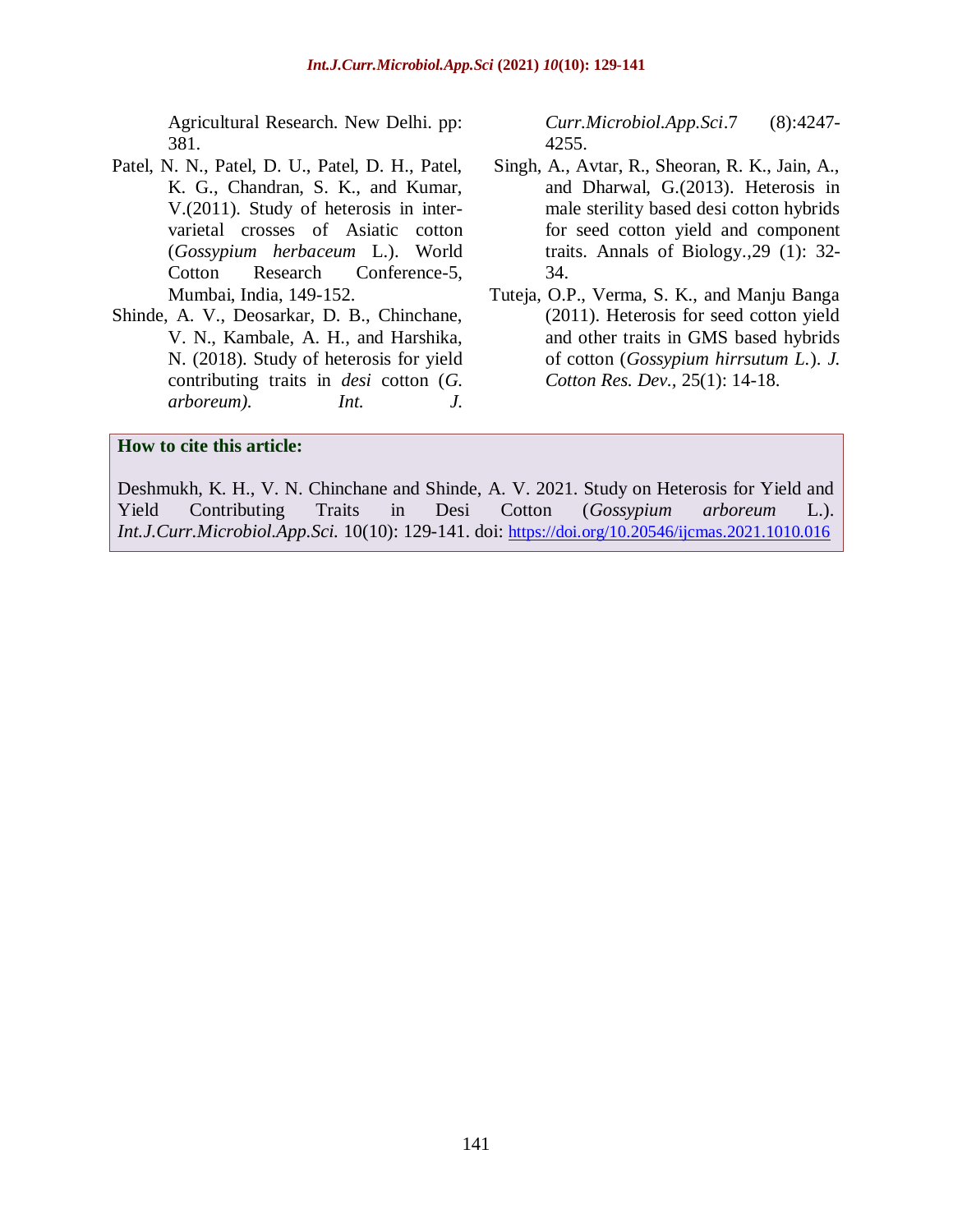Agricultural Research. New Delhi. pp: 381.

Patel, N. N., Patel, D. U., Patel, D. H., Patel, K. G., Chandran, S. K., and Kumar, V.(2011). Study of heterosis in inter-varietal crosses of Asiatic cotton (*Gossypium herbaceum* L.). World Cotton Research Conference-5, Mumbai, India, 149-152.

Shinde, A. V., Deosarkar, D. B., Chinchane, V. N., Kambale, A. H., and Harshika, N. (2018). Study of heterosis for yield contributing traits in *desi* cotton (*G. arboreum). Int. J. Curr.Microbiol.App.Sci*.7 (8):4247-4255.

Singh, A., Avtar, R., Sheoran, R. K., Jain, A., and Dharwal, G.(2013). Heterosis in male sterility based desi cotton hybrids for seed cotton yield and component traits. Annals of Biology.,29 (1): 32-34.

Tuteja, O.P., Verma, S. K., and Manju Banga (2011). Heterosis for seed cotton yield and other traits in GMS based hybrids of cotton (*Gossypium hirrsutum L.*). *J. Cotton Res. Dev.,* 25(1): 14-18.

**How to cite this article:**

Deshmukh, K. H., V. N. Chinchane and Shinde, A. V. 2021. Study on Heterosis for Yield and Yield Contributing Traits in Desi Cotton (*Gossypium arboreum* L.). *Int.J.Curr.Microbiol.App.Sci.* 10(10): 129-141. doi: https://doi.org/10.20546/ijcmas.2021.1010.016